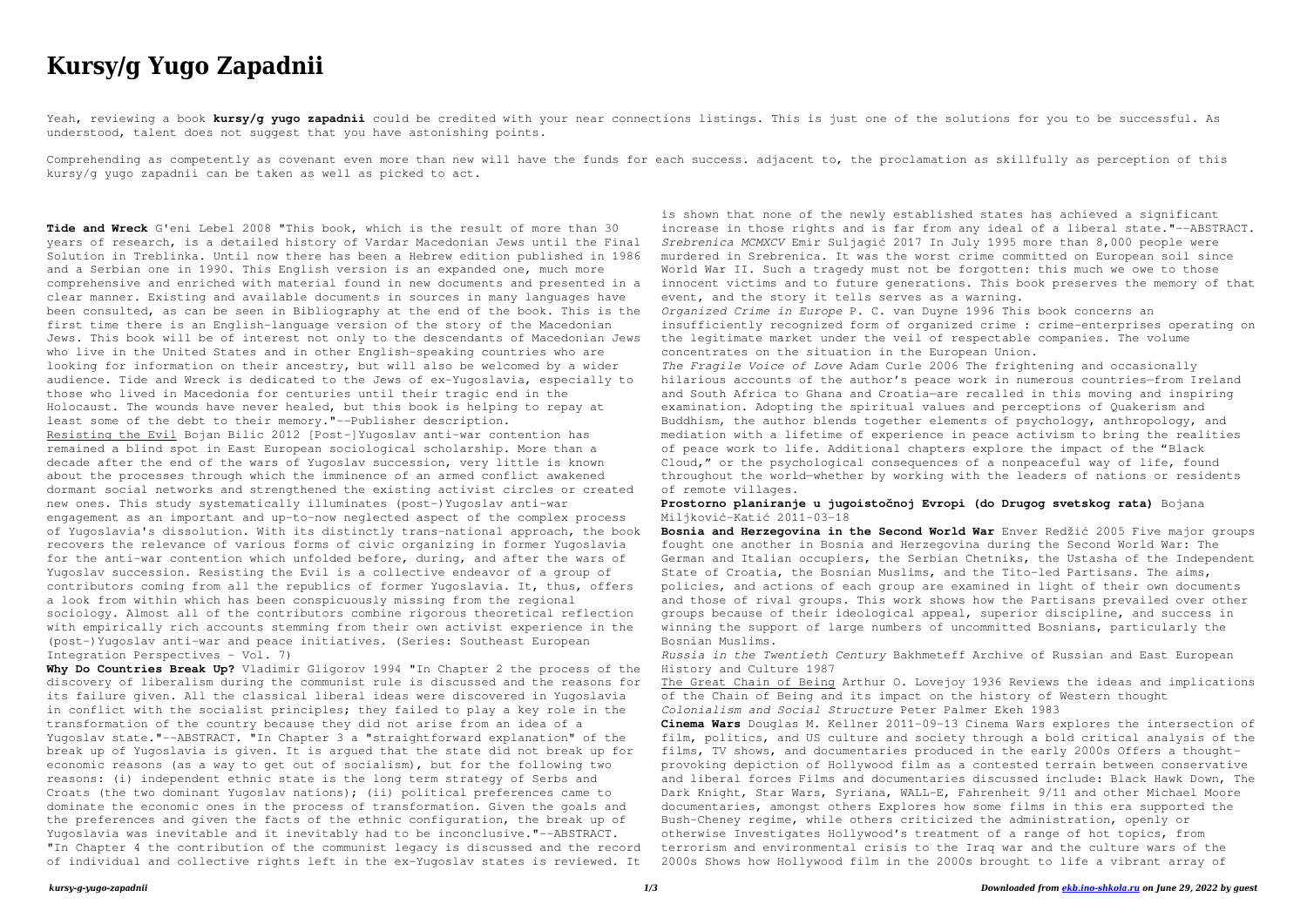# Kursy/g Yugo Zapadnii

Yeah, reviewing a book **kursy/g yugo zapadnii** could be credited with your near connections listings. This is just one of the solutions for you to be successful. As understood, talent does not suggest that you have astonishing points.

Comprehending as competently as covenant even more than new will have the funds for each success. adjacent to, the proclamation as skillfully as perception of this kursy/g yugo zapadnii can be taken as well as picked to act.

**Tide and Wreck** G'eni Lebel 2008 "This book, which is the result of more than 30 years of research, is a detailed history of Vardar Macedonian Jews until the Final Solution in Treblinka. Until now there has been a Hebrew edition published in 1986 and a Serbian one in 1990. This English version is an expanded one, much more comprehensive and enriched with material found in new documents and presented in a clear manner. Existing and available documents in sources in many languages have been consulted, as can be seen in Bibliography at the end of the book. This is the first time there is an English-language version of the story of the Macedonian Jews. This book will be of interest not only to the descendants of Macedonian Jews who live in the United States and in other English-speaking countries who are looking for information on their ancestry, but will also be welcomed by a wider audience. Tide and Wreck is dedicated to the Jews of ex-Yugoslavia, especially to those who lived in Macedonia for centuries until their tragic end in the Holocaust. The wounds have never healed, but this book is helping to repay at least some of the debt to their memory."--Publisher description.

Resisting the Evil Bojan Bilic 2012 [Post-]Yugoslav anti-war contention has remained a blind spot in East European sociological scholarship. More than a decade after the end of the wars of Yugoslav succession, very little is known about the processes through which the imminence of an armed conflict awakened dormant social networks and strengthened the existing activist circles or created new ones. This study systematically illuminates (post-)Yugoslav anti-war engagement as an important and up-to-now neglected aspect of the complex process of Yugoslavia's dissolution. With its distinctly trans-national approach, the book recovers the relevance of various forms of civic organizing in former Yugoslavia for the anti-war contention which unfolded before, during, and after the wars of Yugoslav succession. Resisting the Evil is a collective endeavor of a group of contributors coming from all the republics of former Yugoslavia. It, thus, offers a look from within which has been conspicuously missing from the regional sociology. Almost all of the contributors combine rigorous theoretical reflection with empirically rich accounts stemming from their own activist experience in the (post-)Yugoslav anti-war and peace initiatives. (Series: Southeast European Integration Perspectives - Vol. 7)

**Why Do Countries Break Up?** Vladimir Gligorov 1994 "In Chapter 2 the process of the discovery of liberalism during the communist rule is discussed and the reasons for its failure given. All the classical liberal ideas were discovered in Yugoslavia in conflict with the socialist principles; they failed to play a key role in the transformation of the country because they did not arise from an idea of a Yugoslav state."--ABSTRACT. "In Chapter 3 a "straightforward explanation" of the break up of Yugoslavia is given. It is argued that the state did not break up for economic reasons (as a way to get out of socialism), but for the following two reasons: (i) independent ethnic state is the long term strategy of Serbs and Croats (the two dominant Yugoslav nations); (ii) political preferences came to dominate the economic ones in the process of transformation. Given the goals and the preferences and given the facts of the ethnic configuration, the break up of Yugoslavia was inevitable and it inevitably had to be inconclusive."--ABSTRACT. "In Chapter 4 the contribution of the communist legacy is discussed and the record of individual and collective rights left in the ex-Yugoslav states is reviewed. It is shown that none of the newly established states has achieved a significant increase in those rights and is far from any ideal of a liberal state."--ABSTRACT.

*Srebrenica MCMXCV* Emir Suljagić 2017 In July 1995 more than 8,000 people were murdered in Srebrenica. It was the worst crime committed on European soil since World War II. Such a tragedy must not be forgotten: this much we owe to those innocent victims and to future generations. This book preserves the memory of that event, and the story it tells serves as a warning.

*Organized Crime in Europe* P. C. van Duyne 1996 This book concerns an insufficiently recognized form of organized crime : crime-enterprises operating on the legitimate market under the veil of respectable companies. The volume concentrates on the situation in the European Union.

*The Fragile Voice of Love* Adam Curle 2006 The frightening and occasionally hilarious accounts of the author's peace work in numerous countries—from Ireland and South Africa to Ghana and Croatia—are recalled in this moving and inspiring examination. Adopting the spiritual values and perceptions of Quakerism and Buddhism, the author blends together elements of psychology, anthropology, and mediation with a lifetime of experience in peace activism to bring the realities of peace work to life. Additional chapters explore the impact of the "Black Cloud," or the psychological consequences of a nonpeaceful way of life, found throughout the world—whether by working with the leaders of nations or residents of remote villages.

**Prostorno planiranje u jugoistočnoj Evropi (do Drugog svetskog rata)** Bojana Miljković-Katić 2011-03-18

**Bosnia and Herzegovina in the Second World War** Enver Redžić 2005 Five major groups fought one another in Bosnia and Herzegovina during the Second World War: The German and Italian occupiers, the Serbian Chetniks, the Ustasha of the Independent State of Croatia, the Bosnian Muslims, and the Tito-led Partisans. The aims, policies, and actions of each group are examined in light of their own documents and those of rival groups. This work shows how the Partisans prevailed over other groups because of their ideological appeal, superior discipline, and success in winning the support of large numbers of uncommitted Bosnians, particularly the Bosnian Muslims.

*Russia in the Twentieth Century* Bakhmeteff Archive of Russian and East European History and Culture 1987

The Great Chain of Being Arthur O. Lovejoy 1936 Reviews the ideas and implications of the Chain of Being and its impact on the history of Western thought

*Colonialism and Social Structure* Peter Palmer Ekeh 1983

**Cinema Wars** Douglas M. Kellner 2011-09-13 Cinema Wars explores the intersection of film, politics, and US culture and society through a bold critical analysis of the films, TV shows, and documentaries produced in the early 2000s Offers a thought-provoking depiction of Hollywood film as a contested terrain between conservative and liberal forces Films and documentaries discussed include: Black Hawk Down, The Dark Knight, Star Wars, Syriana, WALL-E, Fahrenheit 9/11 and other Michael Moore documentaries, amongst others Explores how some films in this era supported the Bush-Cheney regime, while others criticized the administration, openly or otherwise Investigates Hollywood's treatment of a range of hot topics, from terrorism and environmental crisis to the Iraq war and the culture wars of the 2000s Shows how Hollywood film in the 2000s brought to life a vibrant array of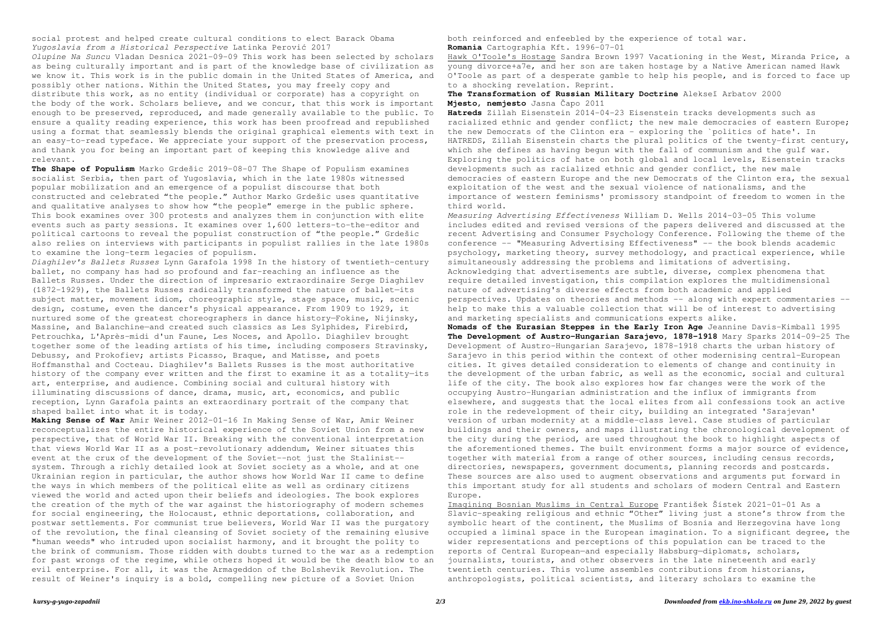social protest and helped create cultural conditions to elect Barack Obama
*Yugoslavia from a Historical Perspective* Latinka Perović 2017

*Olupine Na Suncu* Vladan Desnica 2021-09-09 This work has been selected by scholars as being culturally important and is part of the knowledge base of civilization as we know it. This work is in the public domain in the United States of America, and possibly other nations. Within the United States, you may freely copy and distribute this work, as no entity (individual or corporate) has a copyright on the body of the work. Scholars believe, and we concur, that this work is important enough to be preserved, reproduced, and made generally available to the public. To ensure a quality reading experience, this work has been proofread and republished using a format that seamlessly blends the original graphical elements with text in an easy-to-read typeface. We appreciate your support of the preservation process, and thank you for being an important part of keeping this knowledge alive and relevant.

**The Shape of Populism** Marko Grdešic 2019-08-07 The Shape of Populism examines socialist Serbia, then part of Yugoslavia, which in the late 1980s witnessed popular mobilization and an emergence of a populist discourse that both constructed and celebrated "the people." Author Marko Grdešic uses quantitative and qualitative analyses to show how "the people" emerge in the public sphere. This book examines over 300 protests and analyzes them in conjunction with elite events such as party sessions. It examines over 1,600 letters-to-the-editor and political cartoons to reveal the populist construction of "the people." Grdešic also relies on interviews with participants in populist rallies in the late 1980s to examine the long-term legacies of populism.

*Diaghilev's Ballets Russes* Lynn Garafola 1998 In the history of twentieth-century ballet, no company has had so profound and far-reaching an influence as the Ballets Russes. Under the direction of impresario extraordinaire Serge Diaghilev (1872-1929), the Ballets Russes radically transformed the nature of ballet—its subject matter, movement idiom, choreographic style, stage space, music, scenic design, costume, even the dancer's physical appearance. From 1909 to 1929, it nurtured some of the greatest choreographers in dance history—Fokine, Nijinsky, Massine, and Balanchine—and created such classics as Les Sylphides, Firebird, Petrouchka, L'Après-midi d'un Faune, Les Noces, and Apollo. Diaghilev brought together some of the leading artists of his time, including composers Stravinsky, Debussy, and Prokofiev; artists Picasso, Braque, and Matisse, and poets Hoffmansthal and Cocteau. Diaghilev's Ballets Russes is the most authoritative history of the company ever written and the first to examine it as a totality—its art, enterprise, and audience. Combining social and cultural history with illuminating discussions of dance, drama, music, art, economics, and public reception, Lynn Garafola paints an extraordinary portrait of the company that shaped ballet into what it is today.

**Making Sense of War** Amir Weiner 2012-01-16 In Making Sense of War, Amir Weiner reconceptualizes the entire historical experience of the Soviet Union from a new perspective, that of World War II. Breaking with the conventional interpretation that views World War II as a post-revolutionary addendum, Weiner situates this event at the crux of the development of the Soviet--not just the Stalinist--system. Through a richly detailed look at Soviet society as a whole, and at one Ukrainian region in particular, the author shows how World War II came to define the ways in which members of the political elite as well as ordinary citizens viewed the world and acted upon their beliefs and ideologies. The book explores the creation of the myth of the war against the historiography of modern schemes for social engineering, the Holocaust, ethnic deportations, collaboration, and postwar settlements. For communist true believers, World War II was the purgatory of the revolution, the final cleansing of Soviet society of the remaining elusive "human weeds" who intruded upon socialist harmony, and it brought the polity to the brink of communism. Those ridden with doubts turned to the war as a redemption for past wrongs of the regime, while others hoped it would be the death blow to an evil enterprise. For all, it was the Armageddon of the Bolshevik Revolution. The result of Weiner's inquiry is a bold, compelling new picture of a Soviet Union both reinforced and enfeebled by the experience of total war.

**Romania** Cartographia Kft. 1996-07-01

Hawk O'Toole's Hostage Sandra Brown 1997 Vacationing in the West, Miranda Price, a young divorce+a7e, and her son are taken hostage by a Native American named Hawk O'Toole as part of a desperate gamble to help his people, and is forced to face up to a shocking revelation. Reprint.

**The Transformation of Russian Military Doctrine** Alekseĭ Arbatov 2000

**Mjesto, nemjesto** Jasna Čapo 2011

**Hatreds** Zillah Eisenstein 2014-04-23 Eisenstein tracks developments such as racialized ethnic and gender conflict; the new male democracies of eastern Europe; the new Democrats of the Clinton era - exploring the `politics of hate'. In HATREDS, Zillah Eisenstein charts the plural politics of the twenty-first century, which she defines as having begun with the fall of communism and the gulf war. Exploring the politics of hate on both global and local levels, Eisenstein tracks developments such as racialized ethnic and gender conflict, the new male democracies of eastern Europe and the new Democrats of the Clinton era, the sexual exploitation of the west and the sexual violence of nationalisms, and the importance of western feminisms' promissory standpoint of freedom to women in the third world.

*Measuring Advertising Effectiveness* William D. Wells 2014-03-05 This volume includes edited and revised versions of the papers delivered and discussed at the recent Advertising and Consumer Psychology Conference. Following the theme of the conference -- "Measuring Advertising Effectiveness" -- the book blends academic psychology, marketing theory, survey methodology, and practical experience, while simultaneously addressing the problems and limitations of advertising. Acknowledging that advertisements are subtle, diverse, complex phenomena that require detailed investigation, this compilation explores the multidimensional nature of advertising's diverse effects from both academic and applied perspectives. Updates on theories and methods -- along with expert commentaries -- help to make this a valuable collection that will be of interest to advertising and marketing specialists and communications experts alike.

**Nomads of the Eurasian Steppes in the Early Iron Age** Jeannine Davis-Kimball 1995

**The Development of Austro-Hungarian Sarajevo, 1878-1918** Mary Sparks 2014-09-25 The Development of Austro-Hungarian Sarajevo, 1878-1918 charts the urban history of Sarajevo in this period within the context of other modernising central-European cities. It gives detailed consideration to elements of change and continuity in the development of the urban fabric, as well as the economic, social and cultural life of the city. The book also explores how far changes were the work of the occupying Austro-Hungarian administration and the influx of immigrants from elsewhere, and suggests that the local elites from all confessions took an active role in the redevelopment of their city, building an integrated 'Sarajevan' version of urban modernity at a middle-class level. Case studies of particular buildings and their owners, and maps illustrating the chronological development of the city during the period, are used throughout the book to highlight aspects of the aforementioned themes. The built environment forms a major source of evidence, together with material from a range of other sources, including census records, directories, newspapers, government documents, planning records and postcards. These sources are also used to augment observations and arguments put forward in this important study for all students and scholars of modern Central and Eastern Europe.

Imagining Bosnian Muslims in Central Europe František Šístek 2021-01-01 As a Slavic-speaking religious and ethnic "Other" living just a stone's throw from the symbolic heart of the continent, the Muslims of Bosnia and Herzegovina have long occupied a liminal space in the European imagination. To a significant degree, the wider representations and perceptions of this population can be traced to the reports of Central European—and especially Habsburg—diplomats, scholars, journalists, tourists, and other observers in the late nineteenth and early twentieth centuries. This volume assembles contributions from historians, anthropologists, political scientists, and literary scholars to examine the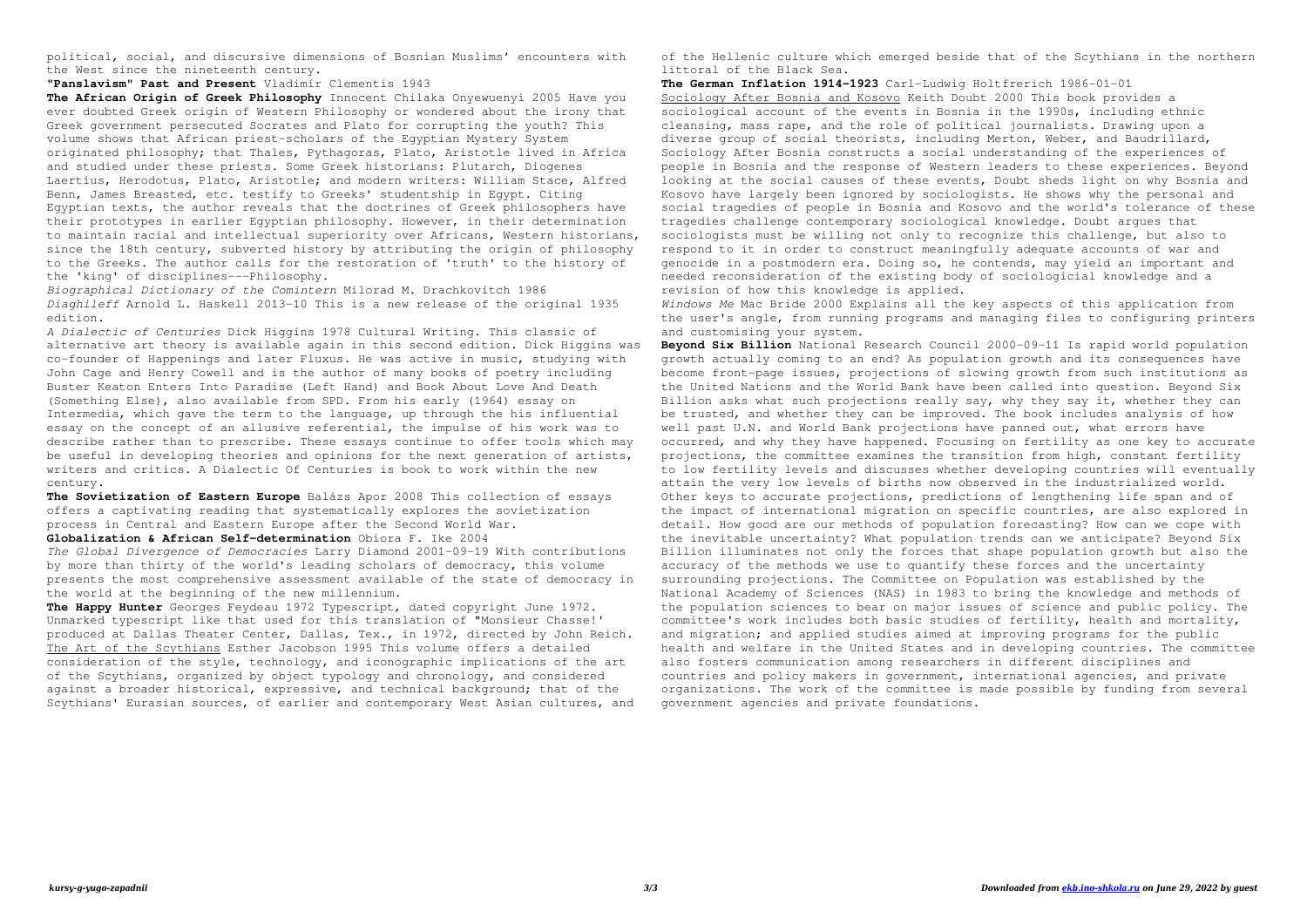political, social, and discursive dimensions of Bosnian Muslims' encounters with the West since the nineteenth century.

**"Panslavism" Past and Present** Vladimír Clementis 1943

**The African Origin of Greek Philosophy** Innocent Chilaka Onyewuenyi 2005 Have you ever doubted Greek origin of Western Philosophy or wondered about the irony that Greek government persecuted Socrates and Plato for corrupting the youth? This volume shows that African priest-scholars of the Egyptian Mystery System originated philosophy; that Thales, Pythagoras, Plato, Aristotle lived in Africa and studied under these priests. Some Greek historians: Plutarch, Diogenes Laertius, Herodotus, Plato, Aristotle; and modern writers: William Stace, Alfred Benn, James Breasted, etc. testify to Greeks' studentship in Egypt. Citing Egyptian texts, the author reveals that the doctrines of Greek philosophers have their prototypes in earlier Egyptian philosophy. However, in their determination to maintain racial and intellectual superiority over Africans, Western historians, since the 18th century, subverted history by attributing the origin of philosophy to the Greeks. The author calls for the restoration of 'truth' to the history of the 'king' of disciplines---Philosophy.

*Biographical Dictionary of the Comintern* Milorad M. Drachkovitch 1986

*Diaghileff* Arnold L. Haskell 2013-10 This is a new release of the original 1935 edition.

*A Dialectic of Centuries* Dick Higgins 1978 Cultural Writing. This classic of alternative art theory is available again in this second edition. Dick Higgins was co-founder of Happenings and later Fluxus. He was active in music, studying with John Cage and Henry Cowell and is the author of many books of poetry including Buster Keaton Enters Into Paradise (Left Hand) and Book About Love And Death (Something Else), also available from SPD. From his early (1964) essay on Intermedia, which gave the term to the language, up through the his influential essay on the concept of an allusive referential, the impulse of his work was to describe rather than to prescribe. These essays continue to offer tools which may be useful in developing theories and opinions for the next generation of artists, writers and critics. A Dialectic Of Centuries is book to work within the new century.

**The Sovietization of Eastern Europe** Balázs Apor 2008 This collection of essays offers a captivating reading that systematically explores the sovietization process in Central and Eastern Europe after the Second World War.

**Globalization & African Self-determination** Obiora F. Ike 2004

*The Global Divergence of Democracies* Larry Diamond 2001-09-19 With contributions by more than thirty of the world's leading scholars of democracy, this volume presents the most comprehensive assessment available of the state of democracy in the world at the beginning of the new millennium.

**The Happy Hunter** Georges Feydeau 1972 Typescript, dated copyright June 1972. Unmarked typescript like that used for this translation of "Monsieur Chasse!' produced at Dallas Theater Center, Dallas, Tex., in 1972, directed by John Reich.

The Art of the Scythians Esther Jacobson 1995 This volume offers a detailed consideration of the style, technology, and iconographic implications of the art of the Scythians, organized by object typology and chronology, and considered against a broader historical, expressive, and technical background; that of the Scythians' Eurasian sources, of earlier and contemporary West Asian cultures, and of the Hellenic culture which emerged beside that of the Scythians in the northern littoral of the Black Sea.

**The German Inflation 1914-1923** Carl-Ludwig Holtfrerich 1986-01-01

Sociology After Bosnia and Kosovo Keith Doubt 2000 This book provides a sociological account of the events in Bosnia in the 1990s, including ethnic cleansing, mass rape, and the role of political journalists. Drawing upon a diverse group of social theorists, including Merton, Weber, and Baudrillard, Sociology After Bosnia constructs a social understanding of the experiences of people in Bosnia and the response of Western leaders to these experiences. Beyond looking at the social causes of these events, Doubt sheds light on why Bosnia and Kosovo have largely been ignored by sociologists. He shows why the personal and social tragedies of people in Bosnia and Kosovo and the world's tolerance of these tragedies challenge contemporary sociological knowledge. Doubt argues that sociologists must be willing not only to recognize this challenge, but also to respond to it in order to construct meaningfully adequate accounts of war and genocide in a postmodern era. Doing so, he contends, may yield an important and needed reconsideration of the existing body of sociologicial knowledge and a revision of how this knowledge is applied.

*Windows Me* Mac Bride 2000 Explains all the key aspects of this application from the user's angle, from running programs and managing files to configuring printers and customising your system.

**Beyond Six Billion** National Research Council 2000-09-11 Is rapid world population growth actually coming to an end? As population growth and its consequences have become front-page issues, projections of slowing growth from such institutions as the United Nations and the World Bank have been called into question. Beyond Six Billion asks what such projections really say, why they say it, whether they can be trusted, and whether they can be improved. The book includes analysis of how well past U.N. and World Bank projections have panned out, what errors have occurred, and why they have happened. Focusing on fertility as one key to accurate projections, the committee examines the transition from high, constant fertility to low fertility levels and discusses whether developing countries will eventually attain the very low levels of births now observed in the industrialized world. Other keys to accurate projections, predictions of lengthening life span and of the impact of international migration on specific countries, are also explored in detail. How good are our methods of population forecasting? How can we cope with the inevitable uncertainty? What population trends can we anticipate? Beyond Six Billion illuminates not only the forces that shape population growth but also the accuracy of the methods we use to quantify these forces and the uncertainty surrounding projections. The Committee on Population was established by the National Academy of Sciences (NAS) in 1983 to bring the knowledge and methods of the population sciences to bear on major issues of science and public policy. The committee's work includes both basic studies of fertility, health and mortality, and migration; and applied studies aimed at improving programs for the public health and welfare in the United States and in developing countries. The committee also fosters communication among researchers in different disciplines and countries and policy makers in government, international agencies, and private organizations. The work of the committee is made possible by funding from several government agencies and private foundations.